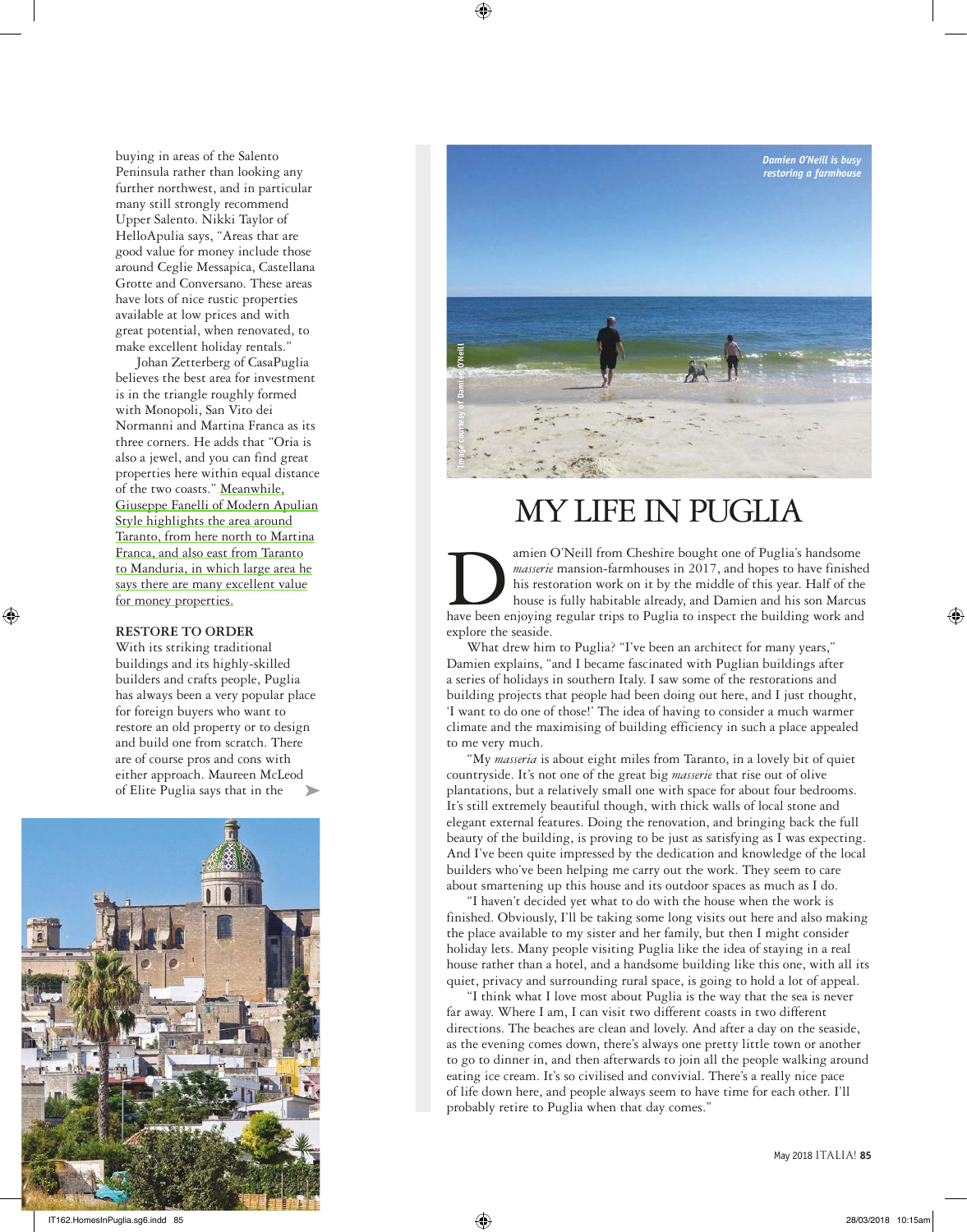buying in areas of the Salento Peninsula rather than looking any further northwest, and in particular many still strongly recommend Upper Salento. Nikki Taylor of HelloApulia says, "Areas that are good value for money include those around Ceglie Messapica, Castellana Grotte and Conversano. These areas have lots of nice rustic properties available at low prices and with great potential, when renovated, to make excellent holiday rentals."

Johan Zetterberg of CasaPuglia believes the best area for investment is in the triangle roughly formed with Monopoli, San Vito dei Normanni and Martina Franca as its three corners. He adds that "Oria is also a jewel, and you can find great properties here within equal distance of the two coasts." Meanwhile, Giuseppe Fanelli of Modern Apulian Style highlights the area around Taranto, from here north to Martina Franca, and also east from Taranto to Manduria, in which large area he says there are many excellent value for money properties.

### RESTORE TO ORDER

With its striking traditional buildings and its highly-skilled builders and crafts people, Puglia has always been a very popular place for foreign buyers who want to restore an old property or to design and build one from scratch. There are of course pros and cons with either approach. Maureen McLeod of Elite Puglia says that in the

Damien O'Neill is busy restoring a farmhouse

Image courtesy of Damien O'Neill

## MY LIFE IN PUGLIA

Damien O'Neill from Cheshire bought one of Puglia's handsome *masserie* mansion-farmhouses in 2017, and hopes to have finished his restoration work on it by the middle of this year. Half of the house is fully habitable already, and Damien and his son Marcus have been enjoying regular trips to Puglia to inspect the building work and explore the seaside.

What drew him to Puglia? "I've been an architect for many years," Damien explains, "and I became fascinated with Puglian buildings after a series of holidays in southern Italy. I saw some of the restorations and building projects that people had been doing out here, and I just thought, 'I want to do one of those!' The idea of having to consider a much warmer climate and the maximising of building efficiency in such a place appealed to me very much.

"My *masseria* is about eight miles from Taranto, in a lovely bit of quiet countryside. It's not one of the great big *masserie* that rise out of olive plantations, but a relatively small one with space for about four bedrooms. It's still extremely beautiful though, with thick walls of local stone and elegant external features. Doing the renovation, and bringing back the full beauty of the building, is proving to be just as satisfying as I was expecting. And I've been quite impressed by the dedication and knowledge of the local builders who've been helping me carry out the work. They seem to care about smartening up this house and its outdoor spaces as much as I do.

"I haven't decided yet what to do with the house when the work is finished. Obviously, I'll be taking some long visits out here and also making the place available to my sister and her family, but then I might consider holiday lets. Many people visiting Puglia like the idea of staying in a real house rather than a hotel, and a handsome building like this one, with all its quiet, privacy and surrounding rural space, is going to hold a lot of appeal.

"I think what I love most about Puglia is the way that the sea is never far away. Where I am, I can visit two different coasts in two different directions. The beaches are clean and lovely. And after a day on the seaside, as the evening comes down, there's always one pretty little town or another to go to dinner in, and then afterwards to join all the people walking around eating ice cream. It's so civilised and convivial. There's a really nice pace of life down here, and people always seem to have time for each other. I'll probably retire to Puglia when that day comes."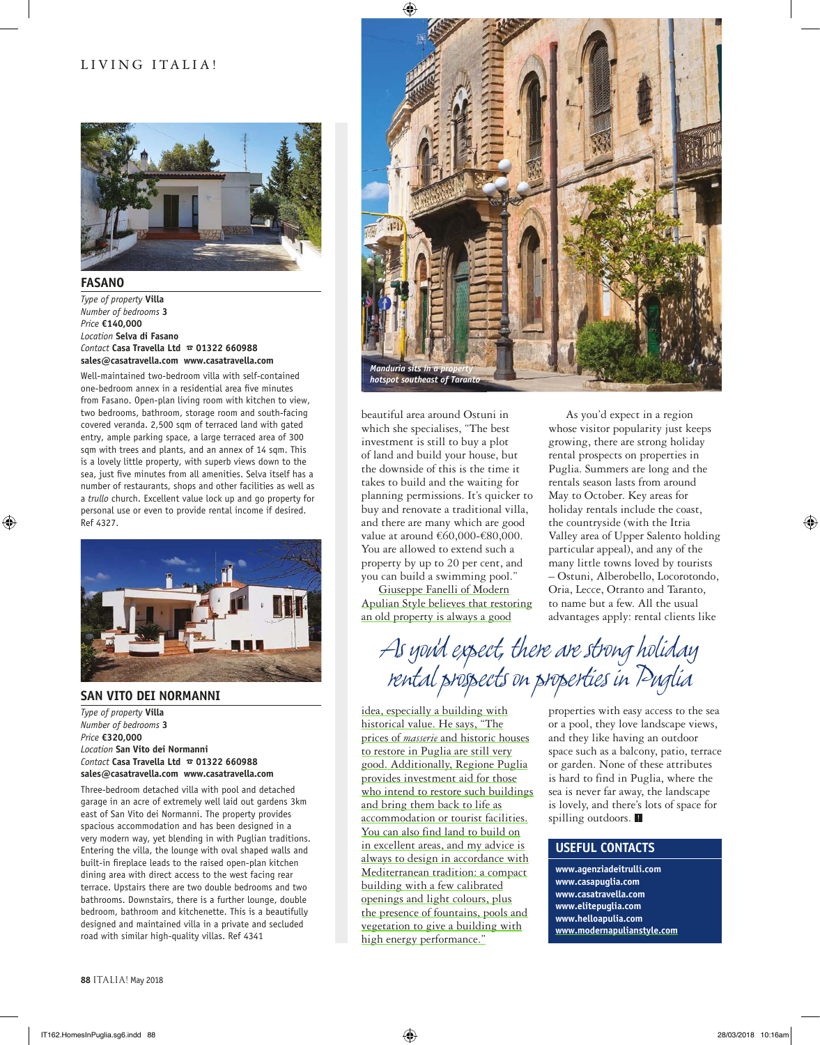## FASANO

*Type of property* **Villa**
*Number of bedrooms* **3**
*Price* **€140,000**
*Location* **Selva di Fasano**
*Contact* **Casa Travella Ltd ☎ 01322 660988**
**sales@casatravella.com www.casatravella.com**

Well-maintained two-bedroom villa with self-contained one-bedroom annex in a residential area five minutes from Fasano. Open-plan living room with kitchen to view, two bedrooms, bathroom, storage room and south-facing covered veranda. 2,500 sqm of terraced land with gated entry, ample parking space, a large terraced area of 300 sqm with trees and plants, and an annex of 14 sqm. This is a lovely little property, with superb views down to the sea, just five minutes from all amenities. Selva itself has a number of restaurants, shops and other facilities as well as a *trullo* church. Excellent value lock up and go property for personal use or even to provide rental income if desired. Ref 4327.

## SAN VITO DEI NORMANNI

*Type of property* **Villa**
*Number of bedrooms* **3**
*Price* **€320,000**
*Location* **San Vito dei Normanni**
*Contact* **Casa Travella Ltd ☎ 01322 660988**
**sales@casatravella.com www.casatravella.com**

Three-bedroom detached villa with pool and detached garage in an acre of extremely well laid out gardens 3km east of San Vito dei Normanni. The property provides spacious accommodation and has been designed in a very modern way, yet blending in with Puglian traditions. Entering the villa, the lounge with oval shaped walls and built-in fireplace leads to the raised open-plan kitchen dining area with direct access to the west facing rear terrace. Upstairs there are two double bedrooms and two bathrooms. Downstairs, there is a further lounge, double bedroom, bathroom and kitchenette. This is a beautifully designed and maintained villa in a private and secluded road with similar high-quality villas. Ref 4341

*Manduria sits in a property hotspot southeast of Taranto*

beautiful area around Ostuni in which she specialises, "The best investment is still to buy a plot of land and build your house, but the downside of this is the time it takes to build and the waiting for planning permissions. It's quicker to buy and renovate a traditional villa, and there are many which are good value at around €60,000-€80,000. You are allowed to extend such a property by up to 20 per cent, and you can build a swimming pool."

Giuseppe Fanelli of Modern Apulian Style believes that restoring an old property is always a good idea, especially a building with historical value. He says, "The prices of *masserie* and historic houses to restore in Puglia are still very good. Additionally, Regione Puglia provides investment aid for those who intend to restore such buildings and bring them back to life as accommodation or tourist facilities. You can also find land to build on in excellent areas, and my advice is always to design in accordance with Mediterranean tradition: a compact building with a few calibrated openings and light colours, plus the presence of fountains, pools and vegetation to give a building with high energy performance."

*As you'd expect, there are strong holiday rental prospects on properties in Puglia*

As you'd expect in a region whose visitor popularity just keeps growing, there are strong holiday rental prospects on properties in Puglia. Summers are long and the rentals season lasts from around May to October. Key areas for holiday rentals include the coast, the countryside (with the Itria Valley area of Upper Salento holding particular appeal), and any of the many little towns loved by tourists – Ostuni, Alberobello, Locorotondo, Oria, Lecce, Otranto and Taranto, to name but a few. All the usual advantages apply: rental clients like properties with easy access to the sea or a pool, they love landscape views, and they like having an outdoor space such as a balcony, patio, terrace or garden. None of these attributes is hard to find in Puglia, where the sea is never far away, the landscape is lovely, and there's lots of space for spilling outdoors. ■

### USEFUL CONTACTS

www.agenziadeitrulli.com
www.casapuglia.com
www.casatravella.com
www.elitepuglia.com
www.helloapulia.com
www.modernapulianstyle.com